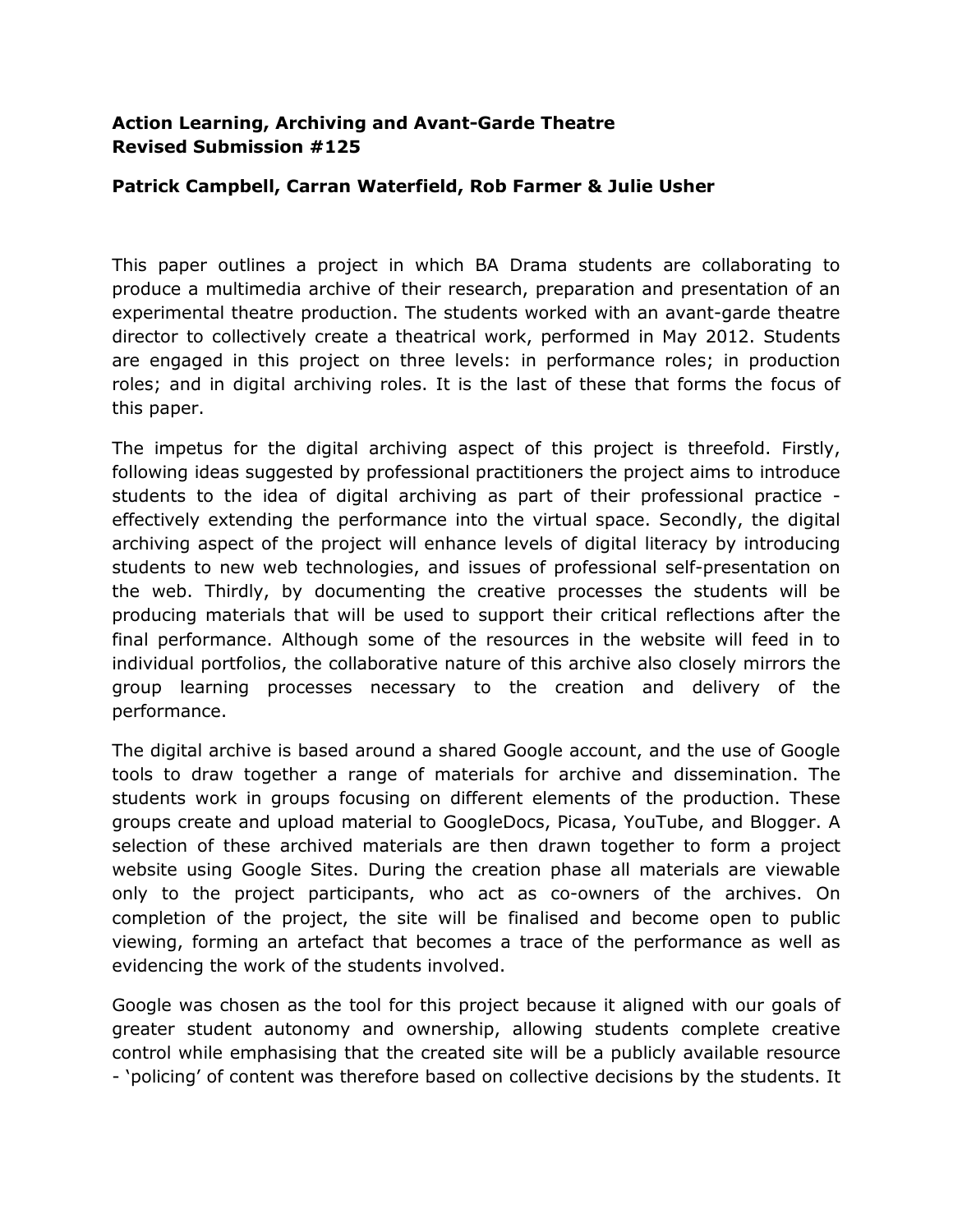**Action Learning, Archiving and Avant-Garde Theatre**
**Revised Submission #125**

**Patrick Campbell, Carran Waterfield, Rob Farmer & Julie Usher**

This paper outlines a project in which BA Drama students are collaborating to produce a multimedia archive of their research, preparation and presentation of an experimental theatre production. The students worked with an avant-garde theatre director to collectively create a theatrical work, performed in May 2012. Students are engaged in this project on three levels: in performance roles; in production roles; and in digital archiving roles. It is the last of these that forms the focus of this paper.

The impetus for the digital archiving aspect of this project is threefold. Firstly, following ideas suggested by professional practitioners the project aims to introduce students to the idea of digital archiving as part of their professional practice - effectively extending the performance into the virtual space. Secondly, the digital archiving aspect of the project will enhance levels of digital literacy by introducing students to new web technologies, and issues of professional self-presentation on the web. Thirdly, by documenting the creative processes the students will be producing materials that will be used to support their critical reflections after the final performance. Although some of the resources in the website will feed in to individual portfolios, the collaborative nature of this archive also closely mirrors the group learning processes necessary to the creation and delivery of the performance.

The digital archive is based around a shared Google account, and the use of Google tools to draw together a range of materials for archive and dissemination. The students work in groups focusing on different elements of the production. These groups create and upload material to GoogleDocs, Picasa, YouTube, and Blogger. A selection of these archived materials are then drawn together to form a project website using Google Sites. During the creation phase all materials are viewable only to the project participants, who act as co-owners of the archives. On completion of the project, the site will be finalised and become open to public viewing, forming an artefact that becomes a trace of the performance as well as evidencing the work of the students involved.

Google was chosen as the tool for this project because it aligned with our goals of greater student autonomy and ownership, allowing students complete creative control while emphasising that the created site will be a publicly available resource - 'policing' of content was therefore based on collective decisions by the students. It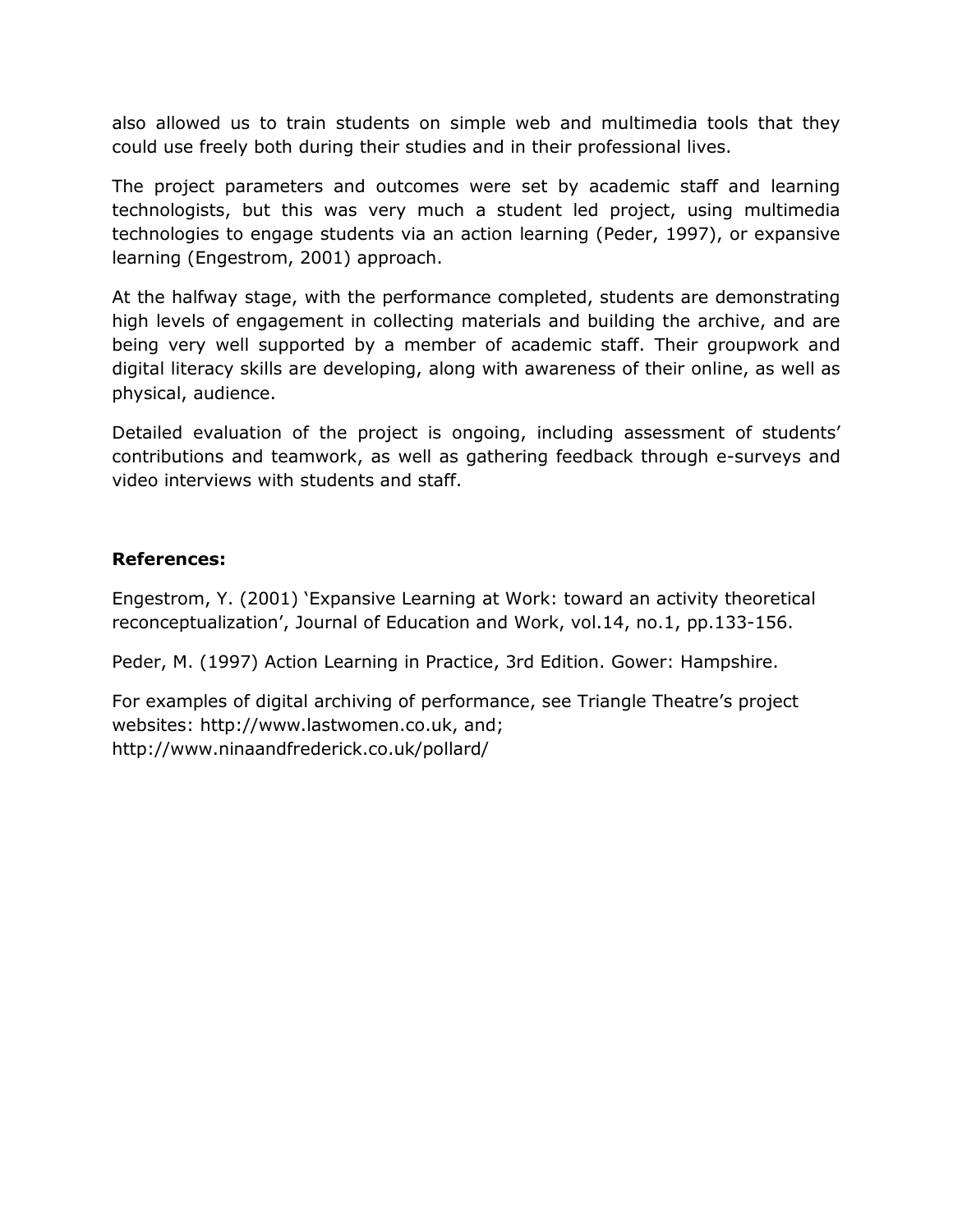also allowed us to train students on simple web and multimedia tools that they could use freely both during their studies and in their professional lives.

The project parameters and outcomes were set by academic staff and learning technologists, but this was very much a student led project, using multimedia technologies to engage students via an action learning (Peder, 1997), or expansive learning (Engestrom, 2001) approach.

At the halfway stage, with the performance completed, students are demonstrating high levels of engagement in collecting materials and building the archive, and are being very well supported by a member of academic staff. Their groupwork and digital literacy skills are developing, along with awareness of their online, as well as physical, audience.

Detailed evaluation of the project is ongoing, including assessment of students' contributions and teamwork, as well as gathering feedback through e-surveys and video interviews with students and staff.

**References:**

Engestrom, Y. (2001) 'Expansive Learning at Work: toward an activity theoretical reconceptualization', Journal of Education and Work, vol.14, no.1, pp.133-156.

Peder, M. (1997) Action Learning in Practice, 3rd Edition. Gower: Hampshire.

For examples of digital archiving of performance, see Triangle Theatre's project websites: http://www.lastwomen.co.uk, and; http://www.ninaandfrederick.co.uk/pollard/